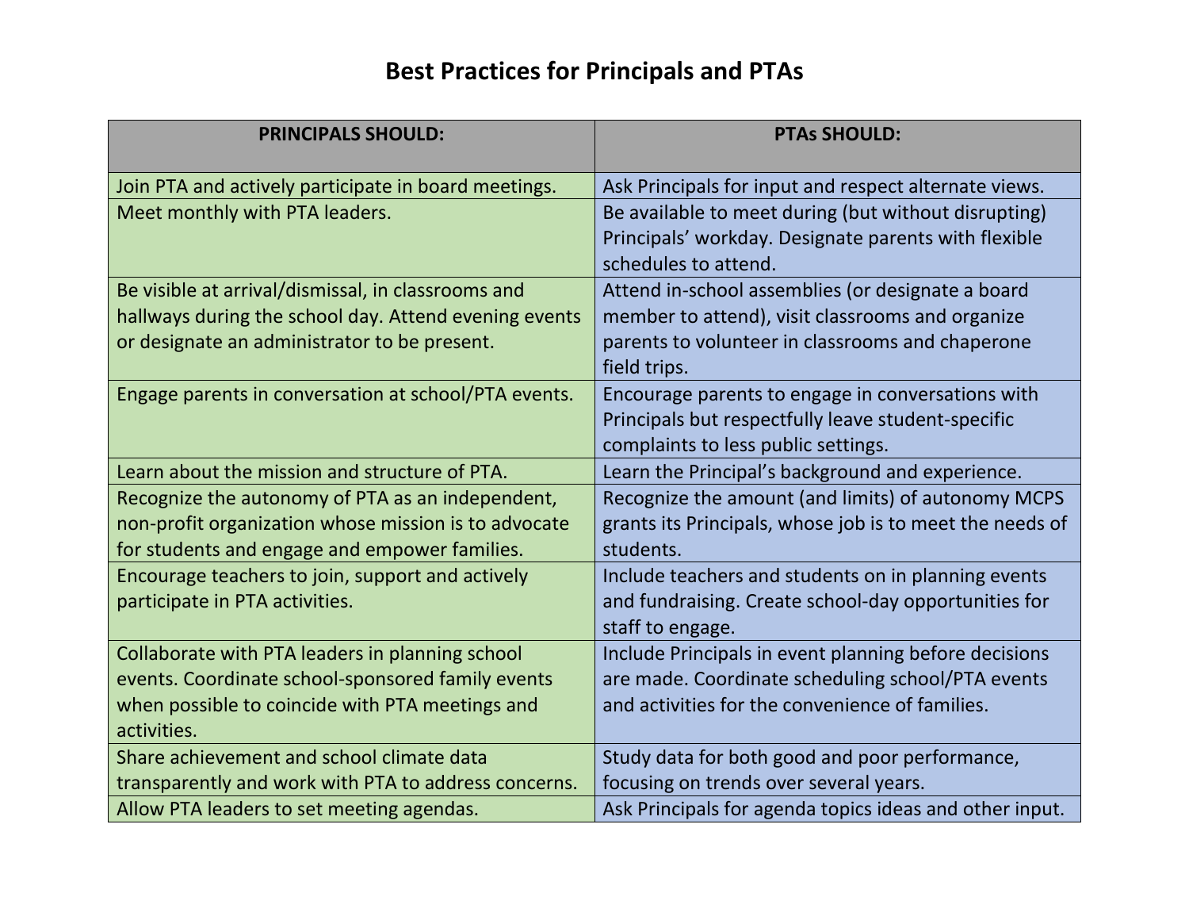# Best Practices for Principals and PTAs

| PRINCIPALS SHOULD: | PTAs SHOULD: |
|---|---|
| Join PTA and actively participate in board meetings. | Ask Principals for input and respect alternate views. |
| Meet monthly with PTA leaders. | Be available to meet during (but without disrupting) Principals' workday. Designate parents with flexible schedules to attend. |
| Be visible at arrival/dismissal, in classrooms and hallways during the school day. Attend evening events or designate an administrator to be present. | Attend in-school assemblies (or designate a board member to attend), visit classrooms and organize parents to volunteer in classrooms and chaperone field trips. |
| Engage parents in conversation at school/PTA events. | Encourage parents to engage in conversations with Principals but respectfully leave student-specific complaints to less public settings. |
| Learn about the mission and structure of PTA. | Learn the Principal's background and experience. |
| Recognize the autonomy of PTA as an independent, non-profit organization whose mission is to advocate for students and engage and empower families. | Recognize the amount (and limits) of autonomy MCPS grants its Principals, whose job is to meet the needs of students. |
| Encourage teachers to join, support and actively participate in PTA activities. | Include teachers and students on in planning events and fundraising. Create school-day opportunities for staff to engage. |
| Collaborate with PTA leaders in planning school events. Coordinate school-sponsored family events when possible to coincide with PTA meetings and activities. | Include Principals in event planning before decisions are made. Coordinate scheduling school/PTA events and activities for the convenience of families. |
| Share achievement and school climate data transparently and work with PTA to address concerns. | Study data for both good and poor performance, focusing on trends over several years. |
| Allow PTA leaders to set meeting agendas. | Ask Principals for agenda topics ideas and other input. |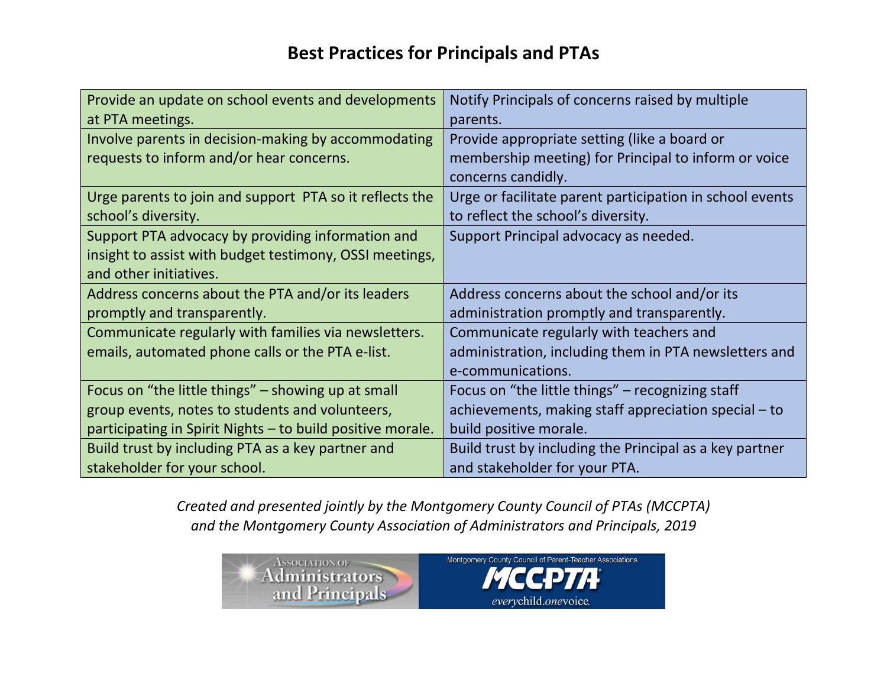## Best Practices for Principals and PTAs

| | |
|---|---|
| Provide an update on school events and developments at PTA meetings. | Notify Principals of concerns raised by multiple parents. |
| Involve parents in decision-making by accommodating requests to inform and/or hear concerns. | Provide appropriate setting (like a board or membership meeting) for Principal to inform or voice concerns candidly. |
| Urge parents to join and support PTA so it reflects the school's diversity. | Urge or facilitate parent participation in school events to reflect the school's diversity. |
| Support PTA advocacy by providing information and insight to assist with budget testimony, OSSI meetings, and other initiatives. | Support Principal advocacy as needed. |
| Address concerns about the PTA and/or its leaders promptly and transparently. | Address concerns about the school and/or its administration promptly and transparently. |
| Communicate regularly with families via newsletters. emails, automated phone calls or the PTA e-list. | Communicate regularly with teachers and administration, including them in PTA newsletters and e-communications. |
| Focus on "the little things" – showing up at small group events, notes to students and volunteers, participating in Spirit Nights – to build positive morale. | Focus on "the little things" – recognizing staff achievements, making staff appreciation special – to build positive morale. |
| Build trust by including PTA as a key partner and stakeholder for your school. | Build trust by including the Principal as a key partner and stakeholder for your PTA. |

*Created and presented jointly by the Montgomery County Council of PTAs (MCCPTA) and the Montgomery County Association of Administrators and Principals, 2019*

Association of Administrators and Principals

Montgomery County Council of Parent-Teacher Associations
MCCPTA
everychild.onevoice.